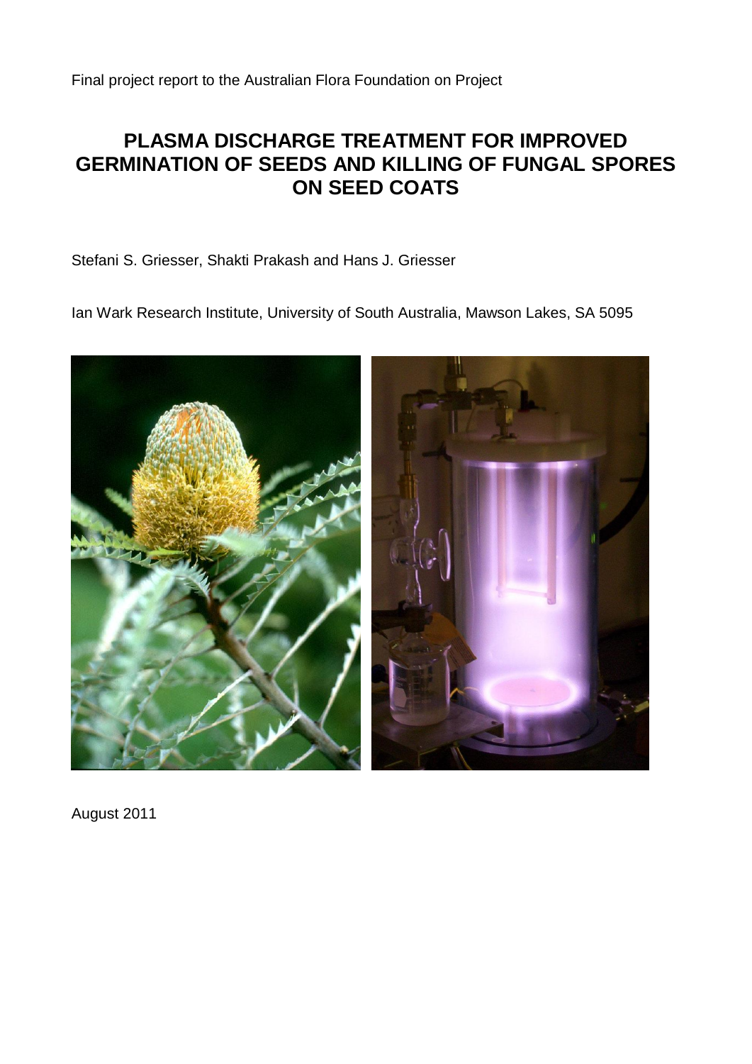Final project report to the Australian Flora Foundation on Project

# PLASMA DISCHARGE TREATMENT FOR IMPROVED GERMINATION OF SEEDS AND KILLING OF FUNGAL SPORES ON SEED COATS

Stefani S. Griesser, Shakti Prakash and Hans J. Griesser

Ian Wark Research Institute, University of South Australia, Mawson Lakes, SA 5095

August 2011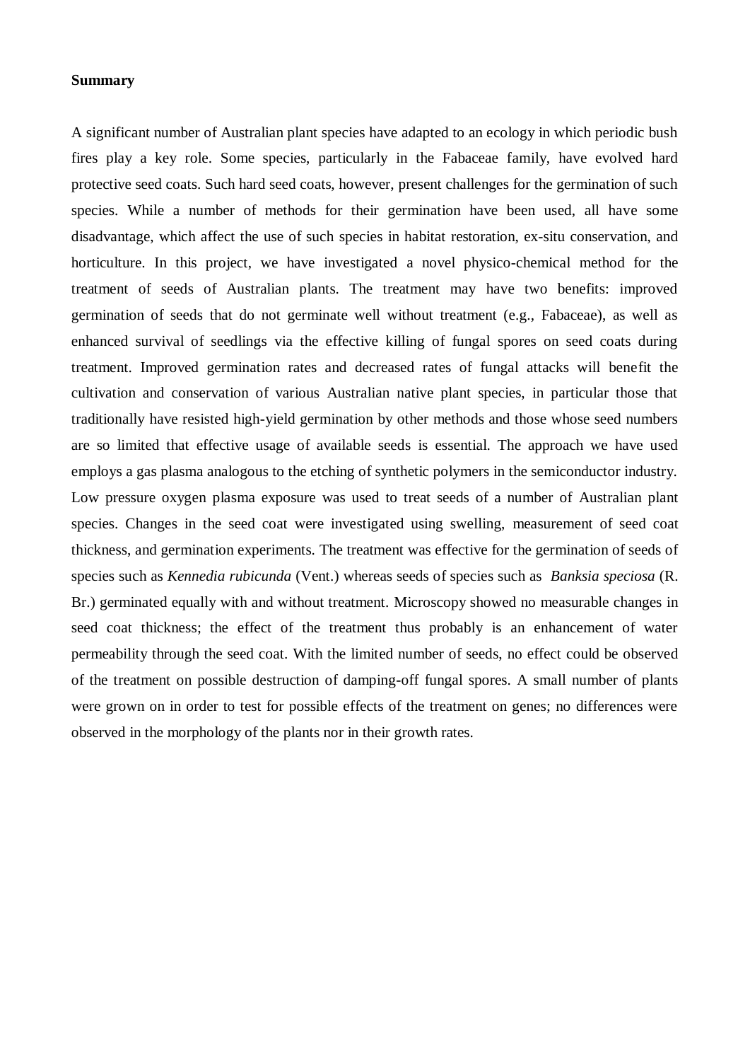**Summary**

A significant number of Australian plant species have adapted to an ecology in which periodic bush fires play a key role. Some species, particularly in the Fabaceae family, have evolved hard protective seed coats. Such hard seed coats, however, present challenges for the germination of such species. While a number of methods for their germination have been used, all have some disadvantage, which affect the use of such species in habitat restoration, ex-situ conservation, and horticulture. In this project, we have investigated a novel physico-chemical method for the treatment of seeds of Australian plants. The treatment may have two benefits: improved germination of seeds that do not germinate well without treatment (e.g., Fabaceae), as well as enhanced survival of seedlings via the effective killing of fungal spores on seed coats during treatment. Improved germination rates and decreased rates of fungal attacks will benefit the cultivation and conservation of various Australian native plant species, in particular those that traditionally have resisted high-yield germination by other methods and those whose seed numbers are so limited that effective usage of available seeds is essential. The approach we have used employs a gas plasma analogous to the etching of synthetic polymers in the semiconductor industry. Low pressure oxygen plasma exposure was used to treat seeds of a number of Australian plant species. Changes in the seed coat were investigated using swelling, measurement of seed coat thickness, and germination experiments. The treatment was effective for the germination of seeds of species such as *Kennedia rubicunda* (Vent.) whereas seeds of species such as *Banksia speciosa* (R. Br.) germinated equally with and without treatment. Microscopy showed no measurable changes in seed coat thickness; the effect of the treatment thus probably is an enhancement of water permeability through the seed coat. With the limited number of seeds, no effect could be observed of the treatment on possible destruction of damping-off fungal spores. A small number of plants were grown on in order to test for possible effects of the treatment on genes; no differences were observed in the morphology of the plants nor in their growth rates.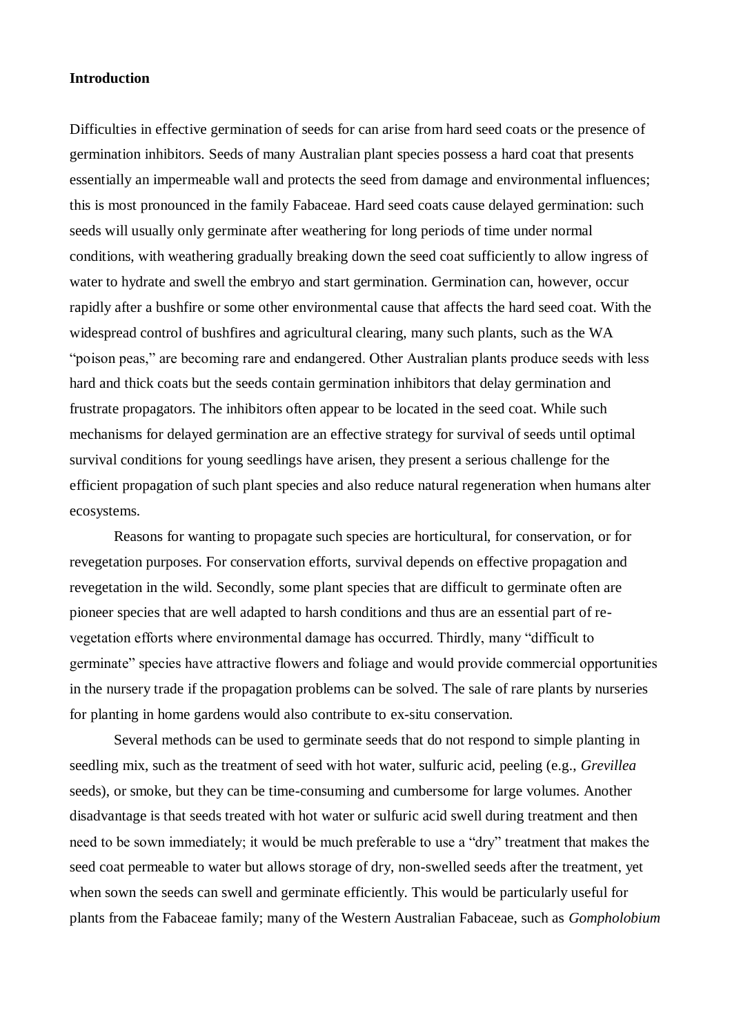**Introduction**

Difficulties in effective germination of seeds for can arise from hard seed coats or the presence of germination inhibitors. Seeds of many Australian plant species possess a hard coat that presents essentially an impermeable wall and protects the seed from damage and environmental influences; this is most pronounced in the family Fabaceae. Hard seed coats cause delayed germination: such seeds will usually only germinate after weathering for long periods of time under normal conditions, with weathering gradually breaking down the seed coat sufficiently to allow ingress of water to hydrate and swell the embryo and start germination. Germination can, however, occur rapidly after a bushfire or some other environmental cause that affects the hard seed coat. With the widespread control of bushfires and agricultural clearing, many such plants, such as the WA "poison peas," are becoming rare and endangered. Other Australian plants produce seeds with less hard and thick coats but the seeds contain germination inhibitors that delay germination and frustrate propagators. The inhibitors often appear to be located in the seed coat. While such mechanisms for delayed germination are an effective strategy for survival of seeds until optimal survival conditions for young seedlings have arisen, they present a serious challenge for the efficient propagation of such plant species and also reduce natural regeneration when humans alter ecosystems.

Reasons for wanting to propagate such species are horticultural, for conservation, or for revegetation purposes. For conservation efforts, survival depends on effective propagation and revegetation in the wild. Secondly, some plant species that are difficult to germinate often are pioneer species that are well adapted to harsh conditions and thus are an essential part of re-vegetation efforts where environmental damage has occurred. Thirdly, many "difficult to germinate" species have attractive flowers and foliage and would provide commercial opportunities in the nursery trade if the propagation problems can be solved. The sale of rare plants by nurseries for planting in home gardens would also contribute to ex-situ conservation.

Several methods can be used to germinate seeds that do not respond to simple planting in seedling mix, such as the treatment of seed with hot water, sulfuric acid, peeling (e.g., *Grevillea* seeds), or smoke, but they can be time-consuming and cumbersome for large volumes. Another disadvantage is that seeds treated with hot water or sulfuric acid swell during treatment and then need to be sown immediately; it would be much preferable to use a "dry" treatment that makes the seed coat permeable to water but allows storage of dry, non-swelled seeds after the treatment, yet when sown the seeds can swell and germinate efficiently. This would be particularly useful for plants from the Fabaceae family; many of the Western Australian Fabaceae, such as *Gompholobium*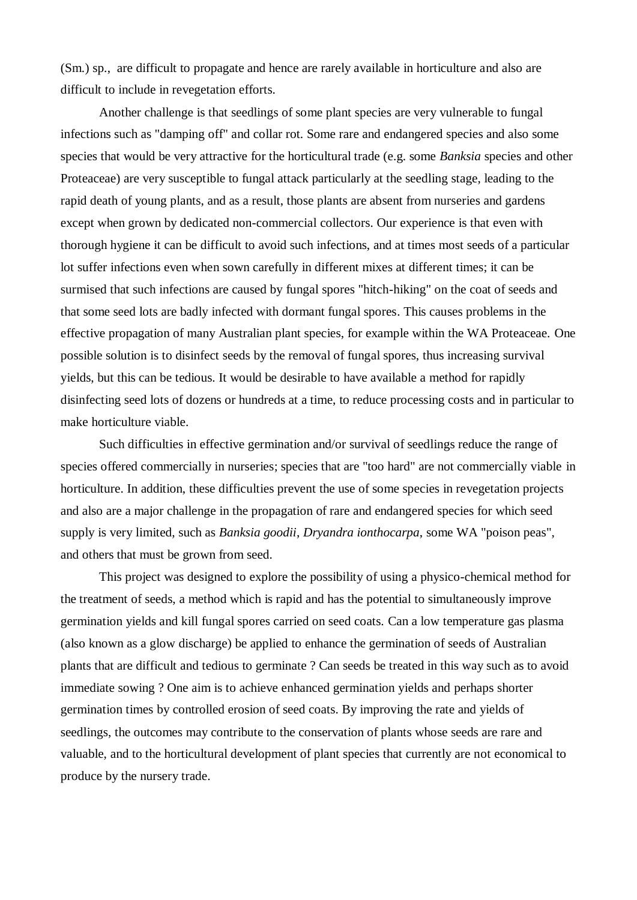(Sm.) sp., are difficult to propagate and hence are rarely available in horticulture and also are difficult to include in revegetation efforts.

Another challenge is that seedlings of some plant species are very vulnerable to fungal infections such as "damping off" and collar rot. Some rare and endangered species and also some species that would be very attractive for the horticultural trade (e.g. some *Banksia* species and other Proteaceae) are very susceptible to fungal attack particularly at the seedling stage, leading to the rapid death of young plants, and as a result, those plants are absent from nurseries and gardens except when grown by dedicated non-commercial collectors. Our experience is that even with thorough hygiene it can be difficult to avoid such infections, and at times most seeds of a particular lot suffer infections even when sown carefully in different mixes at different times; it can be surmised that such infections are caused by fungal spores "hitch-hiking" on the coat of seeds and that some seed lots are badly infected with dormant fungal spores. This causes problems in the effective propagation of many Australian plant species, for example within the WA Proteaceae. One possible solution is to disinfect seeds by the removal of fungal spores, thus increasing survival yields, but this can be tedious. It would be desirable to have available a method for rapidly disinfecting seed lots of dozens or hundreds at a time, to reduce processing costs and in particular to make horticulture viable.

Such difficulties in effective germination and/or survival of seedlings reduce the range of species offered commercially in nurseries; species that are "too hard" are not commercially viable in horticulture. In addition, these difficulties prevent the use of some species in revegetation projects and also are a major challenge in the propagation of rare and endangered species for which seed supply is very limited, such as *Banksia goodii*, *Dryandra ionthocarpa*, some WA "poison peas", and others that must be grown from seed.

This project was designed to explore the possibility of using a physico-chemical method for the treatment of seeds, a method which is rapid and has the potential to simultaneously improve germination yields and kill fungal spores carried on seed coats. Can a low temperature gas plasma (also known as a glow discharge) be applied to enhance the germination of seeds of Australian plants that are difficult and tedious to germinate ? Can seeds be treated in this way such as to avoid immediate sowing ? One aim is to achieve enhanced germination yields and perhaps shorter germination times by controlled erosion of seed coats. By improving the rate and yields of seedlings, the outcomes may contribute to the conservation of plants whose seeds are rare and valuable, and to the horticultural development of plant species that currently are not economical to produce by the nursery trade.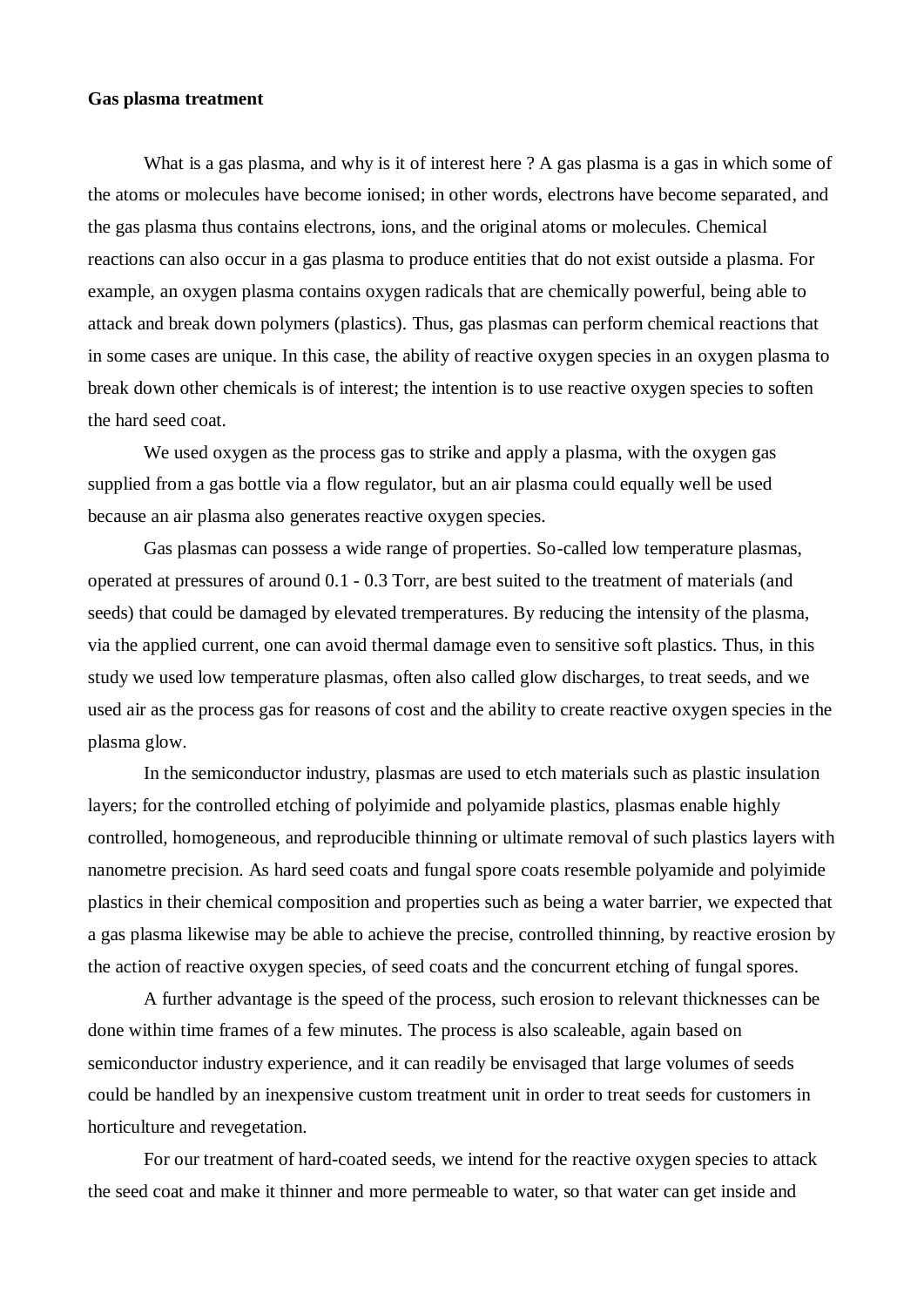**Gas plasma treatment**

What is a gas plasma, and why is it of interest here ? A gas plasma is a gas in which some of the atoms or molecules have become ionised; in other words, electrons have become separated, and the gas plasma thus contains electrons, ions, and the original atoms or molecules. Chemical reactions can also occur in a gas plasma to produce entities that do not exist outside a plasma. For example, an oxygen plasma contains oxygen radicals that are chemically powerful, being able to attack and break down polymers (plastics). Thus, gas plasmas can perform chemical reactions that in some cases are unique. In this case, the ability of reactive oxygen species in an oxygen plasma to break down other chemicals is of interest; the intention is to use reactive oxygen species to soften the hard seed coat.

We used oxygen as the process gas to strike and apply a plasma, with the oxygen gas supplied from a gas bottle via a flow regulator, but an air plasma could equally well be used because an air plasma also generates reactive oxygen species.

Gas plasmas can possess a wide range of properties. So-called low temperature plasmas, operated at pressures of around 0.1 - 0.3 Torr, are best suited to the treatment of materials (and seeds) that could be damaged by elevated tremperatures. By reducing the intensity of the plasma, via the applied current, one can avoid thermal damage even to sensitive soft plastics. Thus, in this study we used low temperature plasmas, often also called glow discharges, to treat seeds, and we used air as the process gas for reasons of cost and the ability to create reactive oxygen species in the plasma glow.

In the semiconductor industry, plasmas are used to etch materials such as plastic insulation layers; for the controlled etching of polyimide and polyamide plastics, plasmas enable highly controlled, homogeneous, and reproducible thinning or ultimate removal of such plastics layers with nanometre precision. As hard seed coats and fungal spore coats resemble polyamide and polyimide plastics in their chemical composition and properties such as being a water barrier, we expected that a gas plasma likewise may be able to achieve the precise, controlled thinning, by reactive erosion by the action of reactive oxygen species, of seed coats and the concurrent etching of fungal spores.

A further advantage is the speed of the process, such erosion to relevant thicknesses can be done within time frames of a few minutes. The process is also scaleable, again based on semiconductor industry experience, and it can readily be envisaged that large volumes of seeds could be handled by an inexpensive custom treatment unit in order to treat seeds for customers in horticulture and revegetation.

For our treatment of hard-coated seeds, we intend for the reactive oxygen species to attack the seed coat and make it thinner and more permeable to water, so that water can get inside and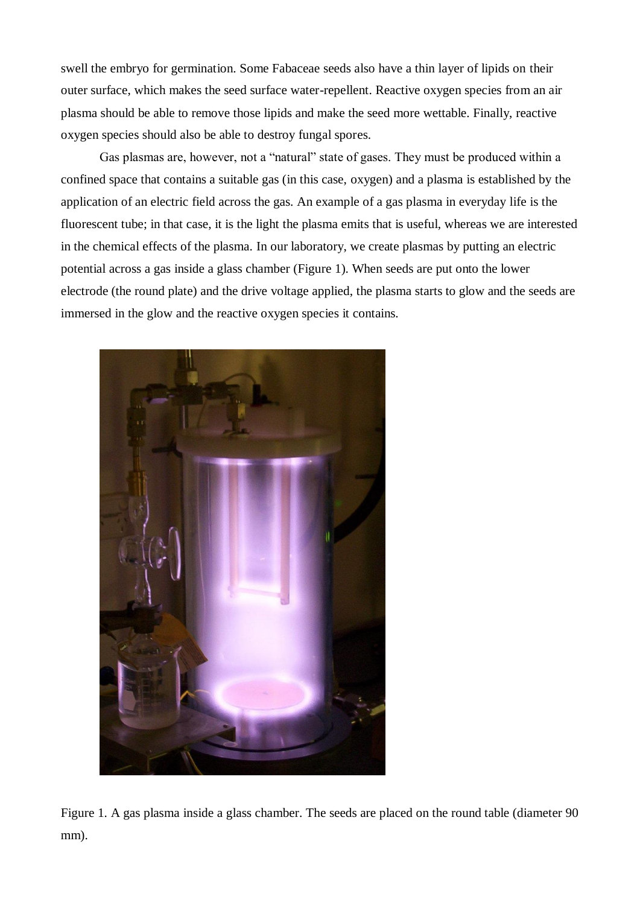swell the embryo for germination. Some Fabaceae seeds also have a thin layer of lipids on their outer surface, which makes the seed surface water-repellent. Reactive oxygen species from an air plasma should be able to remove those lipids and make the seed more wettable. Finally, reactive oxygen species should also be able to destroy fungal spores.

Gas plasmas are, however, not a "natural" state of gases. They must be produced within a confined space that contains a suitable gas (in this case, oxygen) and a plasma is established by the application of an electric field across the gas. An example of a gas plasma in everyday life is the fluorescent tube; in that case, it is the light the plasma emits that is useful, whereas we are interested in the chemical effects of the plasma. In our laboratory, we create plasmas by putting an electric potential across a gas inside a glass chamber (Figure 1). When seeds are put onto the lower electrode (the round plate) and the drive voltage applied, the plasma starts to glow and the seeds are immersed in the glow and the reactive oxygen species it contains.

Figure 1. A gas plasma inside a glass chamber. The seeds are placed on the round table (diameter 90 mm).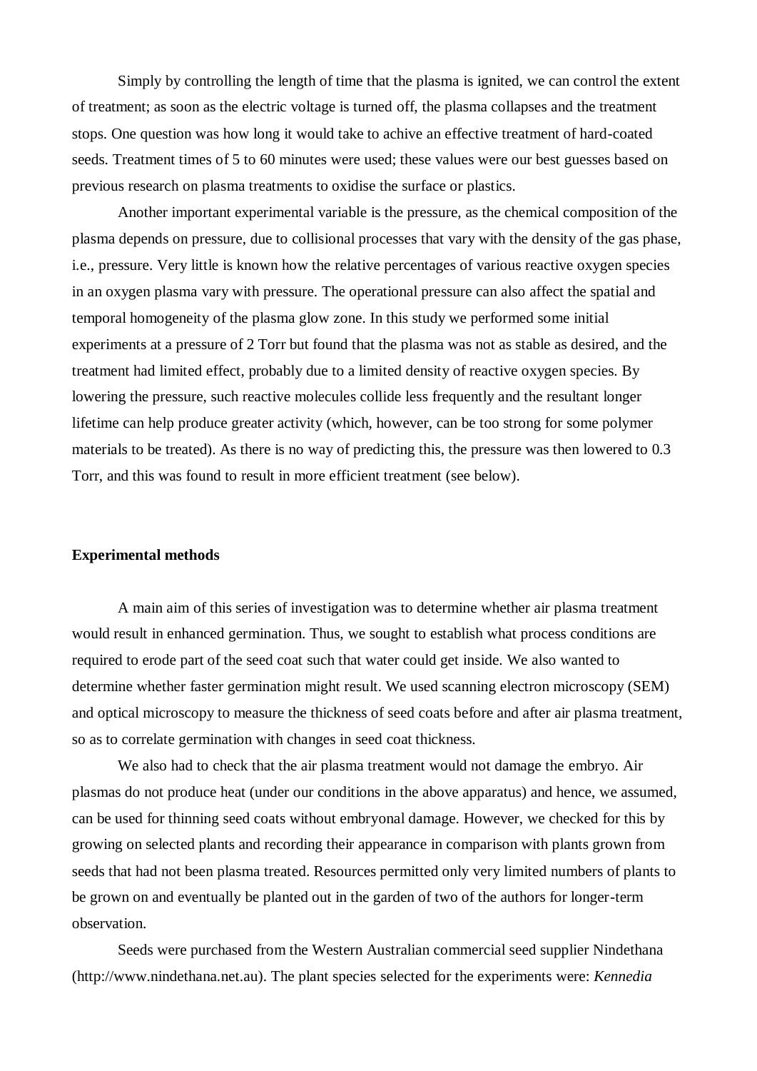Simply by controlling the length of time that the plasma is ignited, we can control the extent of treatment; as soon as the electric voltage is turned off, the plasma collapses and the treatment stops. One question was how long it would take to achive an effective treatment of hard-coated seeds. Treatment times of 5 to 60 minutes were used; these values were our best guesses based on previous research on plasma treatments to oxidise the surface or plastics.

Another important experimental variable is the pressure, as the chemical composition of the plasma depends on pressure, due to collisional processes that vary with the density of the gas phase, i.e., pressure. Very little is known how the relative percentages of various reactive oxygen species in an oxygen plasma vary with pressure. The operational pressure can also affect the spatial and temporal homogeneity of the plasma glow zone. In this study we performed some initial experiments at a pressure of 2 Torr but found that the plasma was not as stable as desired, and the treatment had limited effect, probably due to a limited density of reactive oxygen species. By lowering the pressure, such reactive molecules collide less frequently and the resultant longer lifetime can help produce greater activity (which, however, can be too strong for some polymer materials to be treated). As there is no way of predicting this, the pressure was then lowered to 0.3 Torr, and this was found to result in more efficient treatment (see below).

**Experimental methods**

A main aim of this series of investigation was to determine whether air plasma treatment would result in enhanced germination. Thus, we sought to establish what process conditions are required to erode part of the seed coat such that water could get inside. We also wanted to determine whether faster germination might result. We used scanning electron microscopy (SEM) and optical microscopy to measure the thickness of seed coats before and after air plasma treatment, so as to correlate germination with changes in seed coat thickness.

We also had to check that the air plasma treatment would not damage the embryo. Air plasmas do not produce heat (under our conditions in the above apparatus) and hence, we assumed, can be used for thinning seed coats without embryonal damage. However, we checked for this by growing on selected plants and recording their appearance in comparison with plants grown from seeds that had not been plasma treated. Resources permitted only very limited numbers of plants to be grown on and eventually be planted out in the garden of two of the authors for longer-term observation.

Seeds were purchased from the Western Australian commercial seed supplier Nindethana (http://www.nindethana.net.au). The plant species selected for the experiments were: *Kennedia*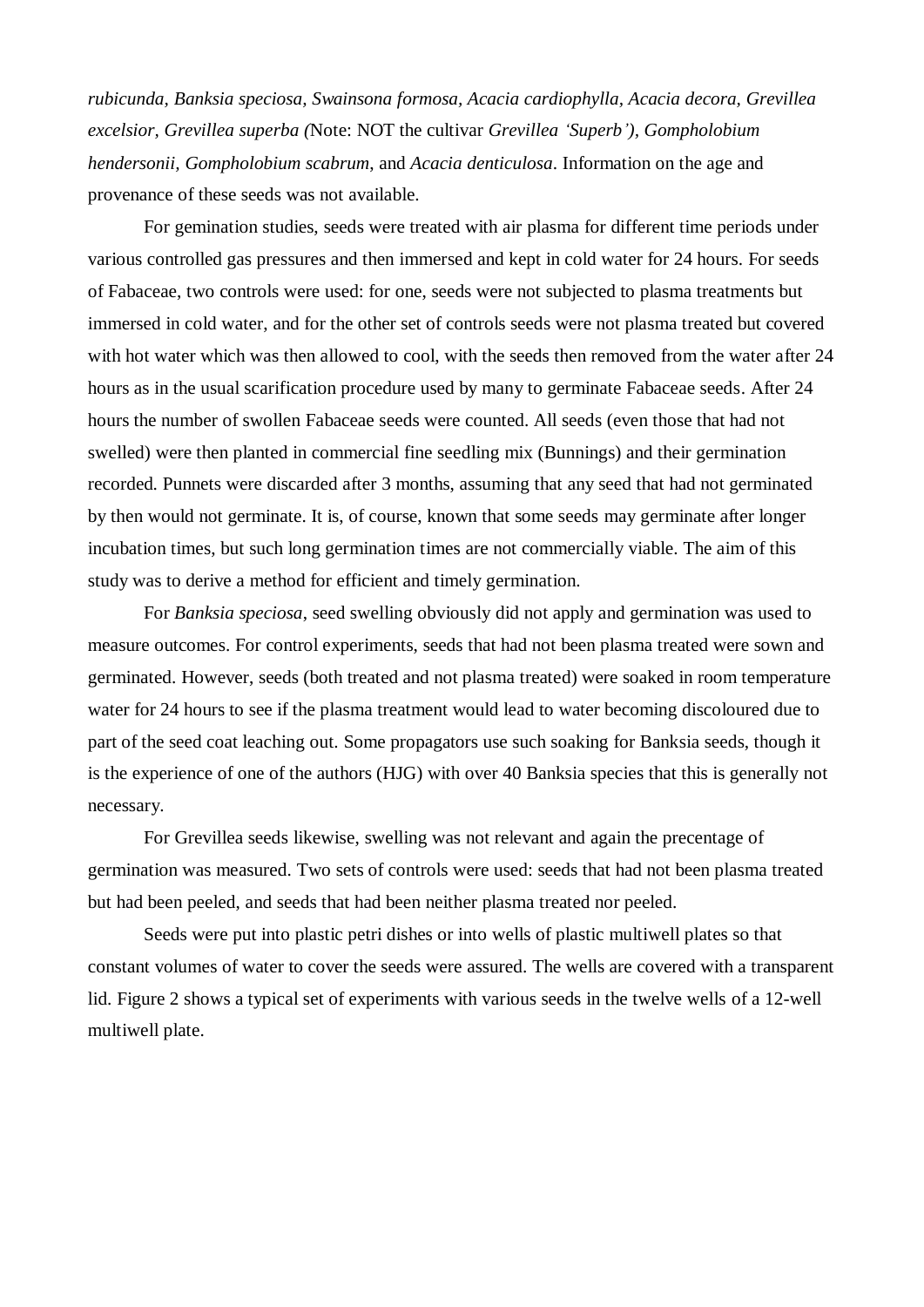*rubicunda, Banksia speciosa, Swainsona formosa, Acacia cardiophylla, Acacia decora, Grevillea excelsior, Grevillea superba (*Note: NOT the cultivar *Grevillea 'Superb'), Gompholobium hendersonii, Gompholobium scabrum,* and *Acacia denticulosa*. Information on the age and provenance of these seeds was not available.

For gemination studies, seeds were treated with air plasma for different time periods under various controlled gas pressures and then immersed and kept in cold water for 24 hours. For seeds of Fabaceae, two controls were used: for one, seeds were not subjected to plasma treatments but immersed in cold water, and for the other set of controls seeds were not plasma treated but covered with hot water which was then allowed to cool, with the seeds then removed from the water after 24 hours as in the usual scarification procedure used by many to germinate Fabaceae seeds. After 24 hours the number of swollen Fabaceae seeds were counted. All seeds (even those that had not swelled) were then planted in commercial fine seedling mix (Bunnings) and their germination recorded. Punnets were discarded after 3 months, assuming that any seed that had not germinated by then would not germinate. It is, of course, known that some seeds may germinate after longer incubation times, but such long germination times are not commercially viable. The aim of this study was to derive a method for efficient and timely germination.

For *Banksia speciosa*, seed swelling obviously did not apply and germination was used to measure outcomes. For control experiments, seeds that had not been plasma treated were sown and germinated. However, seeds (both treated and not plasma treated) were soaked in room temperature water for 24 hours to see if the plasma treatment would lead to water becoming discoloured due to part of the seed coat leaching out. Some propagators use such soaking for Banksia seeds, though it is the experience of one of the authors (HJG) with over 40 Banksia species that this is generally not necessary.

For Grevillea seeds likewise, swelling was not relevant and again the precentage of germination was measured. Two sets of controls were used: seeds that had not been plasma treated but had been peeled, and seeds that had been neither plasma treated nor peeled.

Seeds were put into plastic petri dishes or into wells of plastic multiwell plates so that constant volumes of water to cover the seeds were assured. The wells are covered with a transparent lid. Figure 2 shows a typical set of experiments with various seeds in the twelve wells of a 12-well multiwell plate.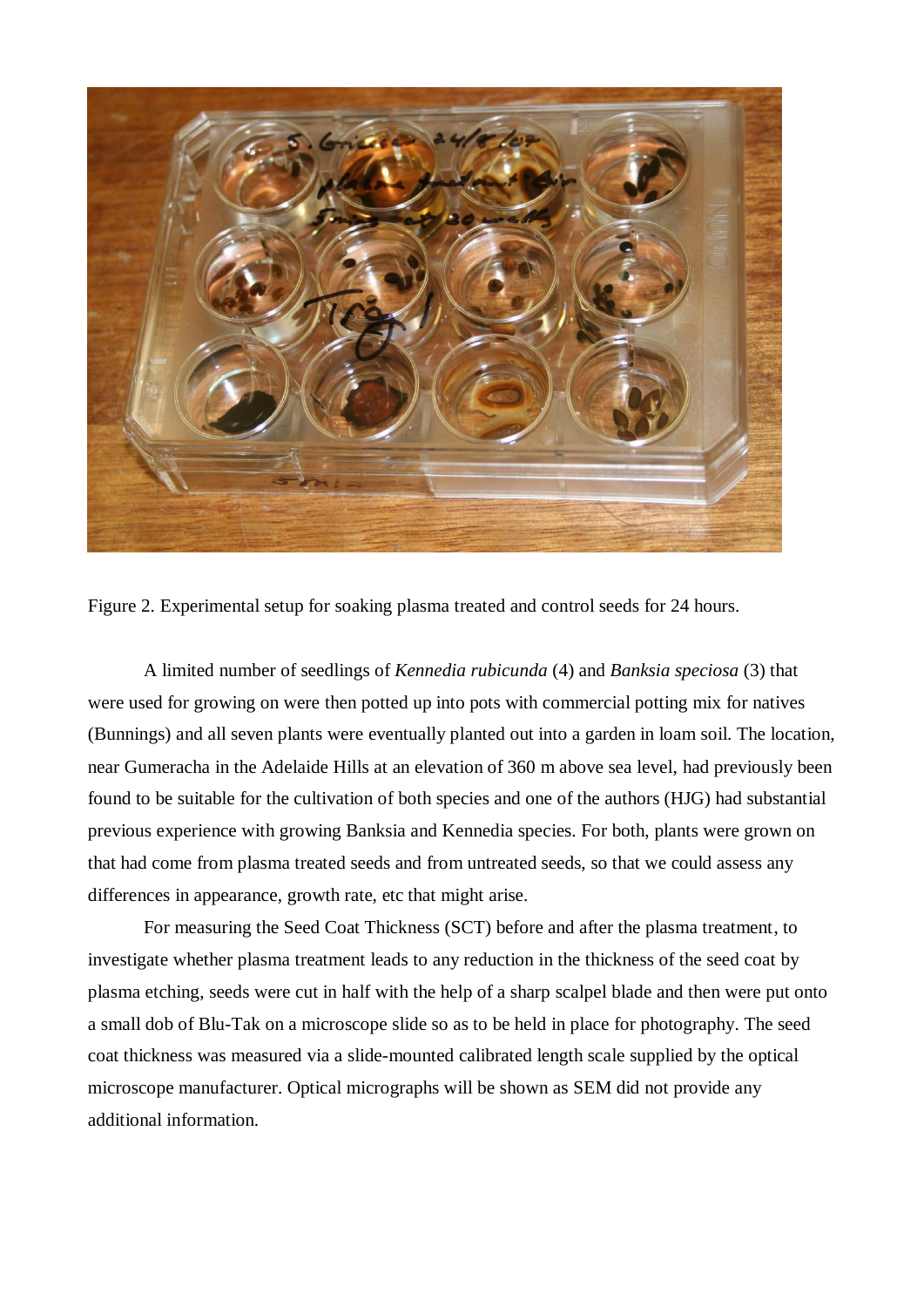Figure 2. Experimental setup for soaking plasma treated and control seeds for 24 hours.

A limited number of seedlings of *Kennedia rubicunda* (4) and *Banksia speciosa* (3) that were used for growing on were then potted up into pots with commercial potting mix for natives (Bunnings) and all seven plants were eventually planted out into a garden in loam soil. The location, near Gumeracha in the Adelaide Hills at an elevation of 360 m above sea level, had previously been found to be suitable for the cultivation of both species and one of the authors (HJG) had substantial previous experience with growing Banksia and Kennedia species. For both, plants were grown on that had come from plasma treated seeds and from untreated seeds, so that we could assess any differences in appearance, growth rate, etc that might arise.

For measuring the Seed Coat Thickness (SCT) before and after the plasma treatment, to investigate whether plasma treatment leads to any reduction in the thickness of the seed coat by plasma etching, seeds were cut in half with the help of a sharp scalpel blade and then were put onto a small dob of Blu-Tak on a microscope slide so as to be held in place for photography. The seed coat thickness was measured via a slide-mounted calibrated length scale supplied by the optical microscope manufacturer. Optical micrographs will be shown as SEM did not provide any additional information.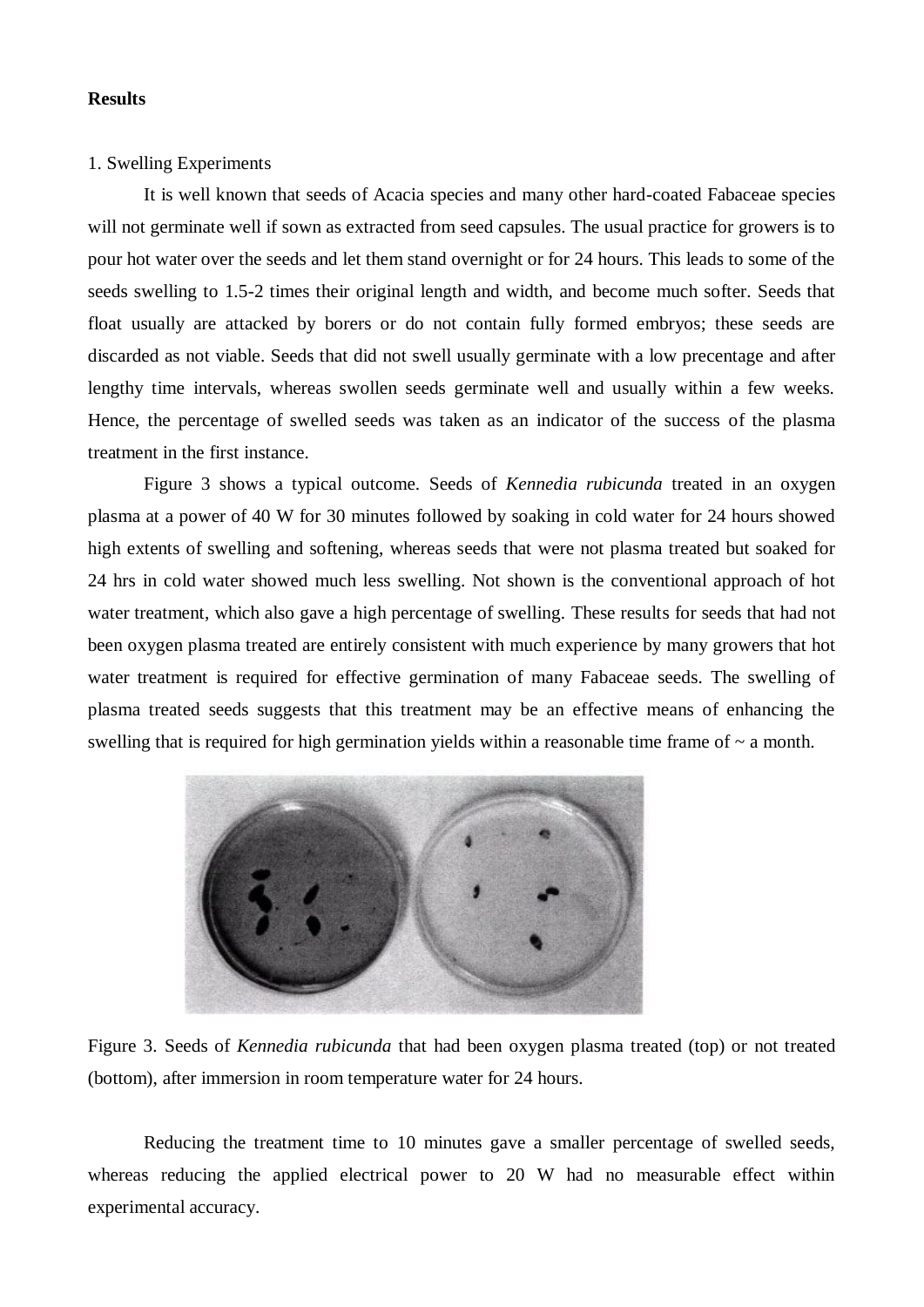**Results**

1. Swelling Experiments

It is well known that seeds of Acacia species and many other hard-coated Fabaceae species will not germinate well if sown as extracted from seed capsules. The usual practice for growers is to pour hot water over the seeds and let them stand overnight or for 24 hours. This leads to some of the seeds swelling to 1.5-2 times their original length and width, and become much softer. Seeds that float usually are attacked by borers or do not contain fully formed embryos; these seeds are discarded as not viable. Seeds that did not swell usually germinate with a low precentage and after lengthy time intervals, whereas swollen seeds germinate well and usually within a few weeks. Hence, the percentage of swelled seeds was taken as an indicator of the success of the plasma treatment in the first instance.

Figure 3 shows a typical outcome. Seeds of *Kennedia rubicunda* treated in an oxygen plasma at a power of 40 W for 30 minutes followed by soaking in cold water for 24 hours showed high extents of swelling and softening, whereas seeds that were not plasma treated but soaked for 24 hrs in cold water showed much less swelling. Not shown is the conventional approach of hot water treatment, which also gave a high percentage of swelling. These results for seeds that had not been oxygen plasma treated are entirely consistent with much experience by many growers that hot water treatment is required for effective germination of many Fabaceae seeds. The swelling of plasma treated seeds suggests that this treatment may be an effective means of enhancing the swelling that is required for high germination yields within a reasonable time frame of ~ a month.

Figure 3. Seeds of *Kennedia rubicunda* that had been oxygen plasma treated (top) or not treated (bottom), after immersion in room temperature water for 24 hours.

Reducing the treatment time to 10 minutes gave a smaller percentage of swelled seeds, whereas reducing the applied electrical power to 20 W had no measurable effect within experimental accuracy.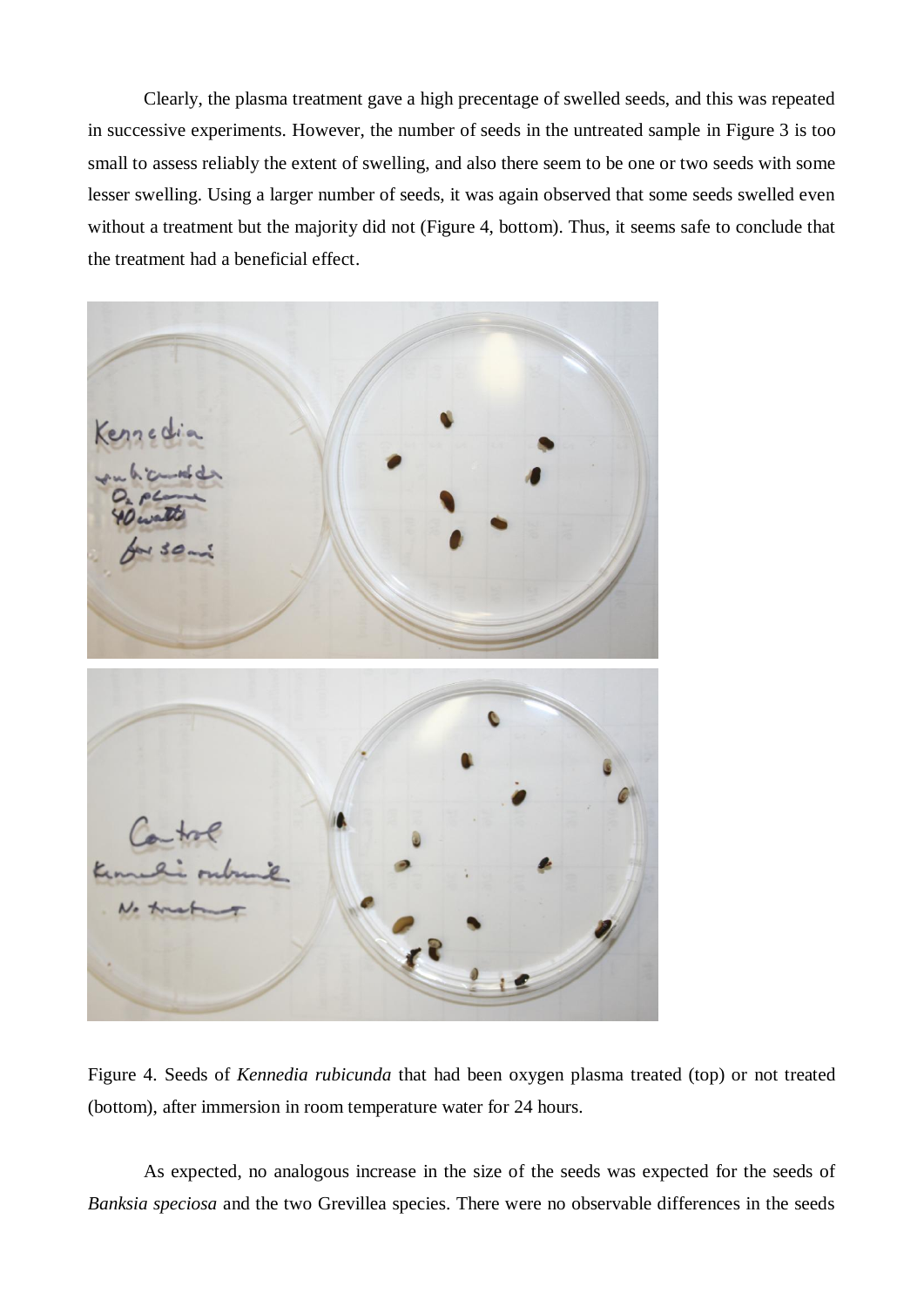Clearly, the plasma treatment gave a high precentage of swelled seeds, and this was repeated in successive experiments. However, the number of seeds in the untreated sample in Figure 3 is too small to assess reliably the extent of swelling, and also there seem to be one or two seeds with some lesser swelling. Using a larger number of seeds, it was again observed that some seeds swelled even without a treatment but the majority did not (Figure 4, bottom). Thus, it seems safe to conclude that the treatment had a beneficial effect.

Figure 4. Seeds of *Kennedia rubicunda* that had been oxygen plasma treated (top) or not treated (bottom), after immersion in room temperature water for 24 hours.

As expected, no analogous increase in the size of the seeds was expected for the seeds of *Banksia speciosa* and the two Grevillea species. There were no observable differences in the seeds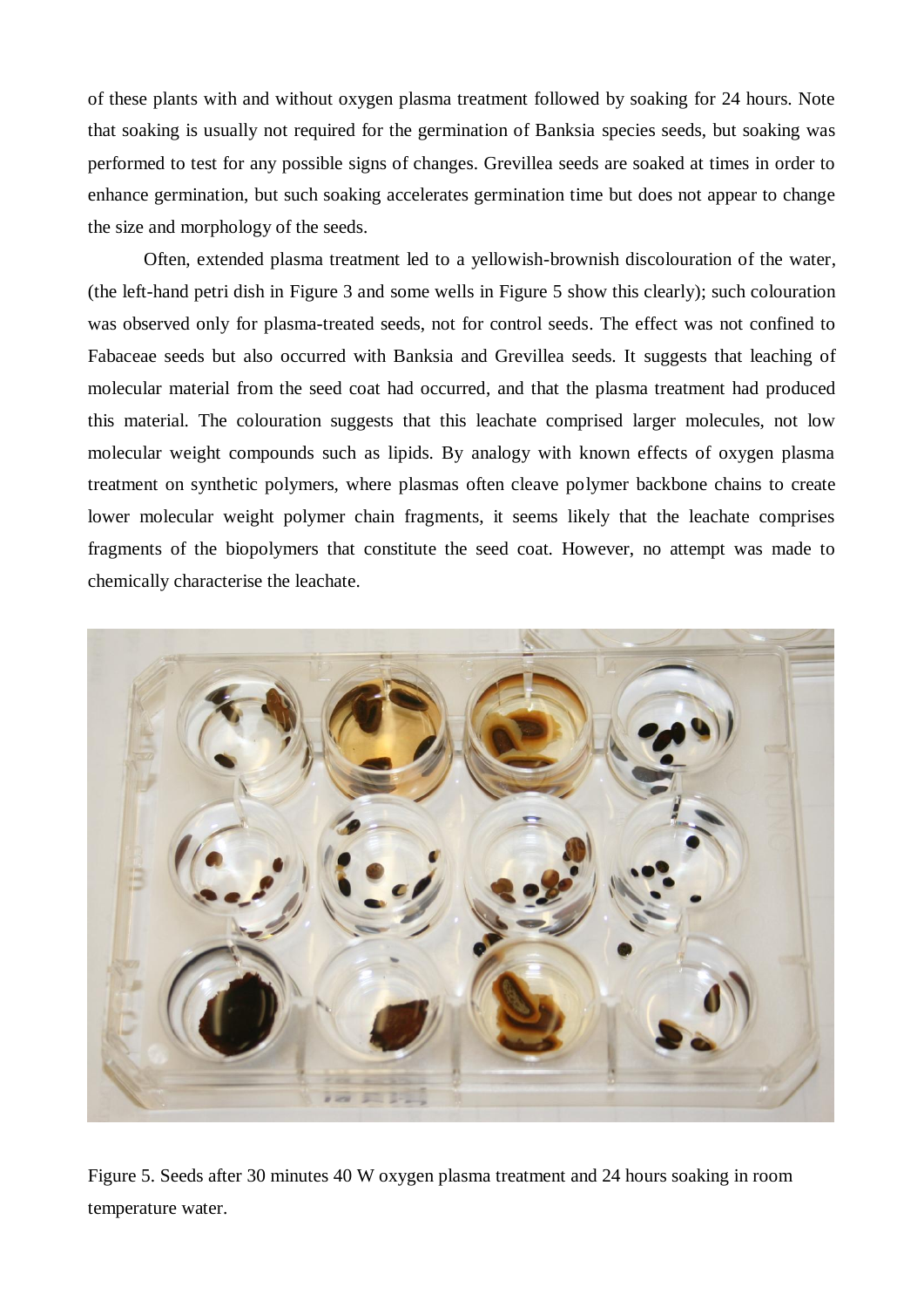of these plants with and without oxygen plasma treatment followed by soaking for 24 hours. Note that soaking is usually not required for the germination of Banksia species seeds, but soaking was performed to test for any possible signs of changes. Grevillea seeds are soaked at times in order to enhance germination, but such soaking accelerates germination time but does not appear to change the size and morphology of the seeds.

Often, extended plasma treatment led to a yellowish-brownish discolouration of the water, (the left-hand petri dish in Figure 3 and some wells in Figure 5 show this clearly); such colouration was observed only for plasma-treated seeds, not for control seeds. The effect was not confined to Fabaceae seeds but also occurred with Banksia and Grevillea seeds. It suggests that leaching of molecular material from the seed coat had occurred, and that the plasma treatment had produced this material. The colouration suggests that this leachate comprised larger molecules, not low molecular weight compounds such as lipids. By analogy with known effects of oxygen plasma treatment on synthetic polymers, where plasmas often cleave polymer backbone chains to create lower molecular weight polymer chain fragments, it seems likely that the leachate comprises fragments of the biopolymers that constitute the seed coat. However, no attempt was made to chemically characterise the leachate.

Figure 5. Seeds after 30 minutes 40 W oxygen plasma treatment and 24 hours soaking in room temperature water.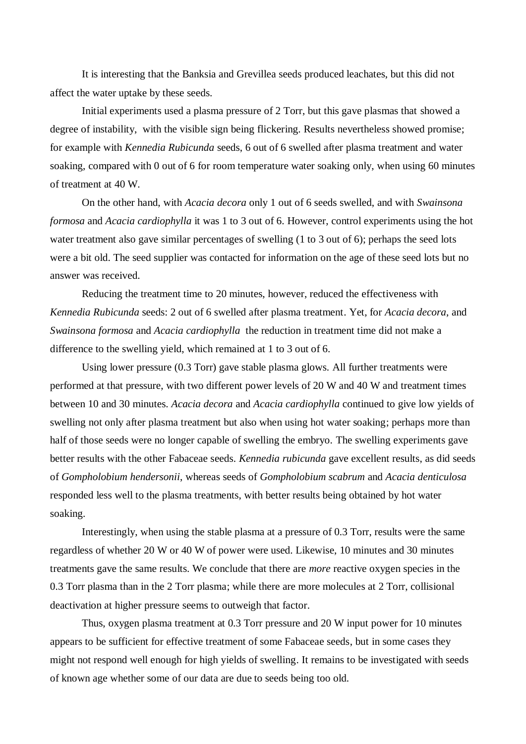It is interesting that the Banksia and Grevillea seeds produced leachates, but this did not affect the water uptake by these seeds.

Initial experiments used a plasma pressure of 2 Torr, but this gave plasmas that showed a degree of instability, with the visible sign being flickering. Results nevertheless showed promise; for example with *Kennedia Rubicunda* seeds, 6 out of 6 swelled after plasma treatment and water soaking, compared with 0 out of 6 for room temperature water soaking only, when using 60 minutes of treatment at 40 W.

On the other hand, with *Acacia decora* only 1 out of 6 seeds swelled, and with *Swainsona formosa* and *Acacia cardiophylla* it was 1 to 3 out of 6. However, control experiments using the hot water treatment also gave similar percentages of swelling (1 to 3 out of 6); perhaps the seed lots were a bit old. The seed supplier was contacted for information on the age of these seed lots but no answer was received.

Reducing the treatment time to 20 minutes, however, reduced the effectiveness with *Kennedia Rubicunda* seeds: 2 out of 6 swelled after plasma treatment. Yet, for *Acacia decora*, and *Swainsona formosa* and *Acacia cardiophylla* the reduction in treatment time did not make a difference to the swelling yield, which remained at 1 to 3 out of 6.

Using lower pressure (0.3 Torr) gave stable plasma glows. All further treatments were performed at that pressure, with two different power levels of 20 W and 40 W and treatment times between 10 and 30 minutes. *Acacia decora* and *Acacia cardiophylla* continued to give low yields of swelling not only after plasma treatment but also when using hot water soaking; perhaps more than half of those seeds were no longer capable of swelling the embryo. The swelling experiments gave better results with the other Fabaceae seeds. *Kennedia rubicunda* gave excellent results, as did seeds of *Gompholobium hendersonii*, whereas seeds of *Gompholobium scabrum* and *Acacia denticulosa* responded less well to the plasma treatments, with better results being obtained by hot water soaking.

Interestingly, when using the stable plasma at a pressure of 0.3 Torr, results were the same regardless of whether 20 W or 40 W of power were used. Likewise, 10 minutes and 30 minutes treatments gave the same results. We conclude that there are *more* reactive oxygen species in the 0.3 Torr plasma than in the 2 Torr plasma; while there are more molecules at 2 Torr, collisional deactivation at higher pressure seems to outweigh that factor.

Thus, oxygen plasma treatment at 0.3 Torr pressure and 20 W input power for 10 minutes appears to be sufficient for effective treatment of some Fabaceae seeds, but in some cases they might not respond well enough for high yields of swelling. It remains to be investigated with seeds of known age whether some of our data are due to seeds being too old.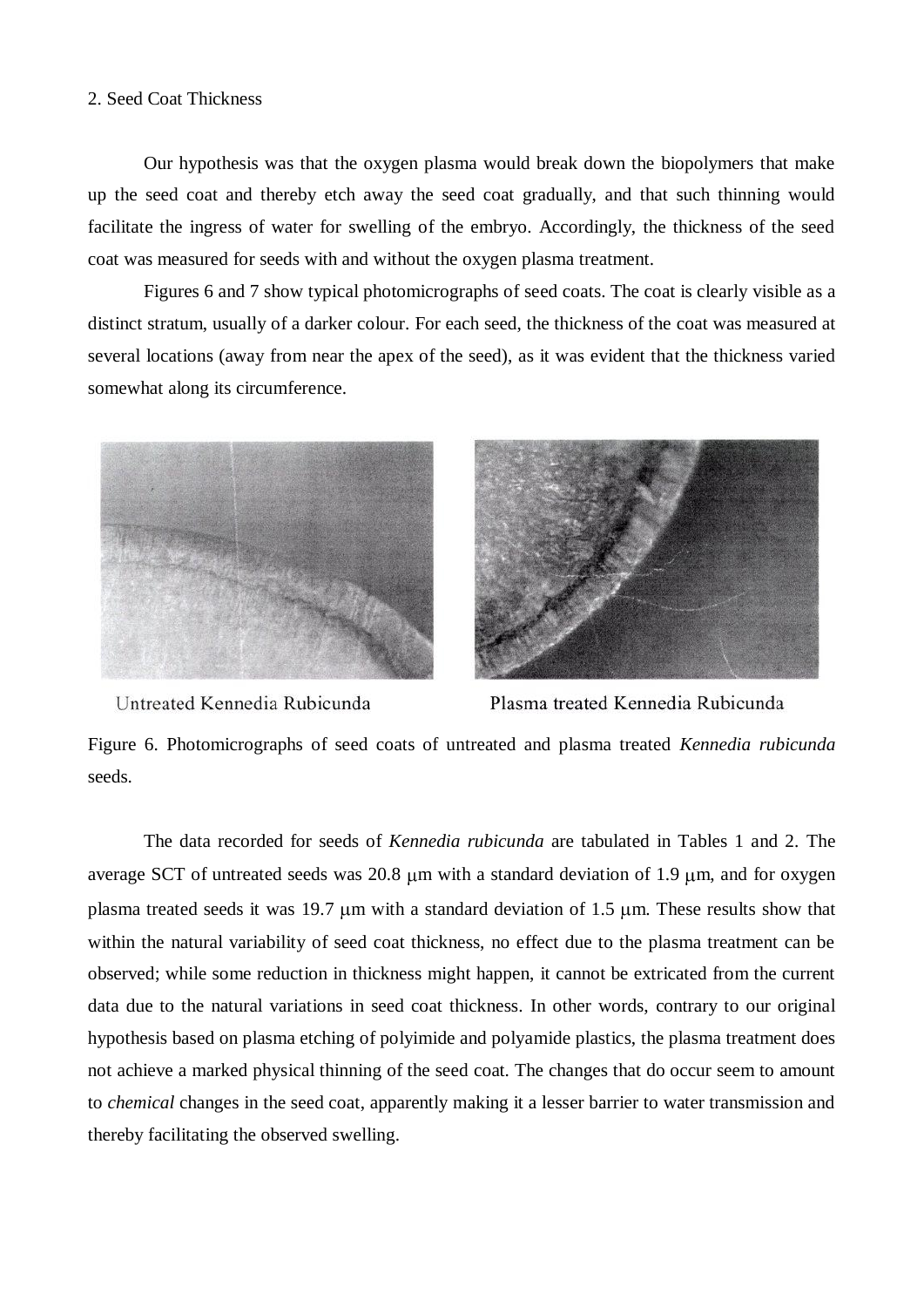2. Seed Coat Thickness

Our hypothesis was that the oxygen plasma would break down the biopolymers that make up the seed coat and thereby etch away the seed coat gradually, and that such thinning would facilitate the ingress of water for swelling of the embryo. Accordingly, the thickness of the seed coat was measured for seeds with and without the oxygen plasma treatment.

Figures 6 and 7 show typical photomicrographs of seed coats. The coat is clearly visible as a distinct stratum, usually of a darker colour. For each seed, the thickness of the coat was measured at several locations (away from near the apex of the seed), as it was evident that the thickness varied somewhat along its circumference.

Untreated Kennedia Rubicunda

Plasma treated Kennedia Rubicunda

Figure 6. Photomicrographs of seed coats of untreated and plasma treated *Kennedia rubicunda* seeds.

The data recorded for seeds of *Kennedia rubicunda* are tabulated in Tables 1 and 2. The average SCT of untreated seeds was 20.8 μm with a standard deviation of 1.9 μm, and for oxygen plasma treated seeds it was 19.7 μm with a standard deviation of 1.5 μm. These results show that within the natural variability of seed coat thickness, no effect due to the plasma treatment can be observed; while some reduction in thickness might happen, it cannot be extricated from the current data due to the natural variations in seed coat thickness. In other words, contrary to our original hypothesis based on plasma etching of polyimide and polyamide plastics, the plasma treatment does not achieve a marked physical thinning of the seed coat. The changes that do occur seem to amount to *chemical* changes in the seed coat, apparently making it a lesser barrier to water transmission and thereby facilitating the observed swelling.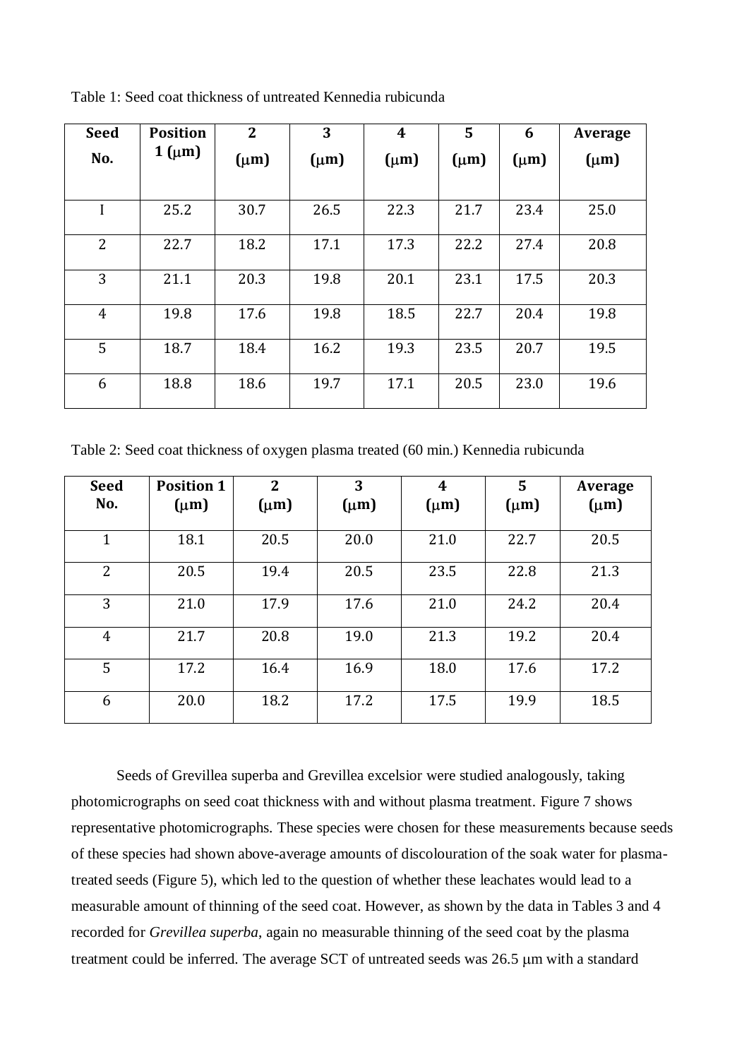Table 1: Seed coat thickness of untreated Kennedia rubicunda

| Seed No. | Position 1 (μm) | 2 (μm) | 3 (μm) | 4 (μm) | 5 (μm) | 6 (μm) | Average (μm) |
|---|---|---|---|---|---|---|---|
| I | 25.2 | 30.7 | 26.5 | 22.3 | 21.7 | 23.4 | 25.0 |
| 2 | 22.7 | 18.2 | 17.1 | 17.3 | 22.2 | 27.4 | 20.8 |
| 3 | 21.1 | 20.3 | 19.8 | 20.1 | 23.1 | 17.5 | 20.3 |
| 4 | 19.8 | 17.6 | 19.8 | 18.5 | 22.7 | 20.4 | 19.8 |
| 5 | 18.7 | 18.4 | 16.2 | 19.3 | 23.5 | 20.7 | 19.5 |
| 6 | 18.8 | 18.6 | 19.7 | 17.1 | 20.5 | 23.0 | 19.6 |

Table 2: Seed coat thickness of oxygen plasma treated (60 min.) Kennedia rubicunda

| Seed No. | Position 1 (μm) | 2 (μm) | 3 (μm) | 4 (μm) | 5 (μm) | Average (μm) |
|---|---|---|---|---|---|---|
| 1 | 18.1 | 20.5 | 20.0 | 21.0 | 22.7 | 20.5 |
| 2 | 20.5 | 19.4 | 20.5 | 23.5 | 22.8 | 21.3 |
| 3 | 21.0 | 17.9 | 17.6 | 21.0 | 24.2 | 20.4 |
| 4 | 21.7 | 20.8 | 19.0 | 21.3 | 19.2 | 20.4 |
| 5 | 17.2 | 16.4 | 16.9 | 18.0 | 17.6 | 17.2 |
| 6 | 20.0 | 18.2 | 17.2 | 17.5 | 19.9 | 18.5 |

Seeds of Grevillea superba and Grevillea excelsior were studied analogously, taking photomicrographs on seed coat thickness with and without plasma treatment. Figure 7 shows representative photomicrographs. These species were chosen for these measurements because seeds of these species had shown above-average amounts of discolouration of the soak water for plasma-treated seeds (Figure 5), which led to the question of whether these leachates would lead to a measurable amount of thinning of the seed coat. However, as shown by the data in Tables 3 and 4 recorded for *Grevillea superba*, again no measurable thinning of the seed coat by the plasma treatment could be inferred. The average SCT of untreated seeds was 26.5 μm with a standard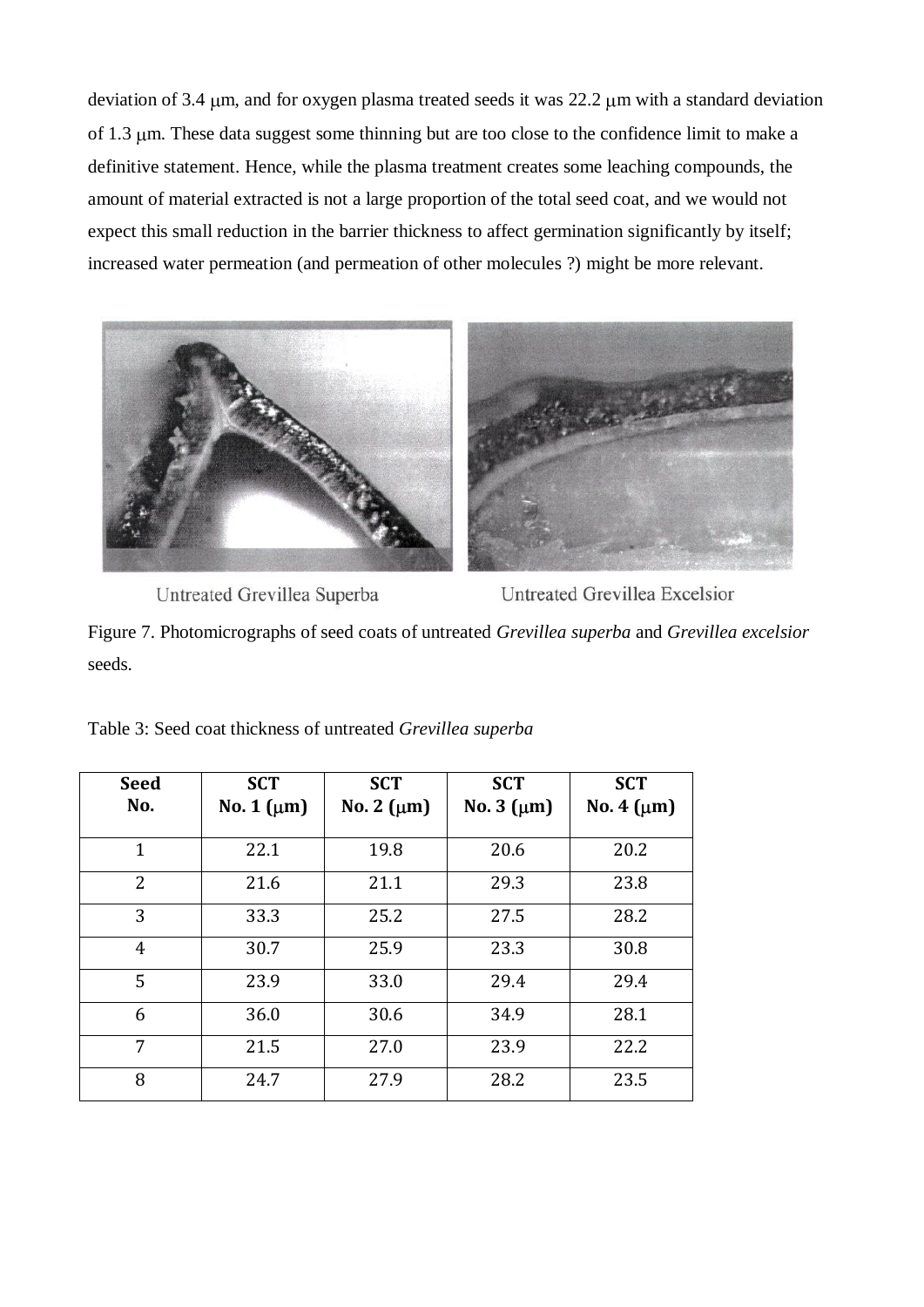deviation of 3.4 μm, and for oxygen plasma treated seeds it was 22.2 μm with a standard deviation of 1.3 μm. These data suggest some thinning but are too close to the confidence limit to make a definitive statement. Hence, while the plasma treatment creates some leaching compounds, the amount of material extracted is not a large proportion of the total seed coat, and we would not expect this small reduction in the barrier thickness to affect germination significantly by itself; increased water permeation (and permeation of other molecules ?) might be more relevant.

Untreated Grevillea Superba

Untreated Grevillea Excelsior

Figure 7. Photomicrographs of seed coats of untreated *Grevillea superba* and *Grevillea excelsior* seeds.

Table 3: Seed coat thickness of untreated *Grevillea superba*

| Seed No. | SCT No. 1 (μm) | SCT No. 2 (μm) | SCT No. 3 (μm) | SCT No. 4 (μm) |
|---|---|---|---|---|
| 1 | 22.1 | 19.8 | 20.6 | 20.2 |
| 2 | 21.6 | 21.1 | 29.3 | 23.8 |
| 3 | 33.3 | 25.2 | 27.5 | 28.2 |
| 4 | 30.7 | 25.9 | 23.3 | 30.8 |
| 5 | 23.9 | 33.0 | 29.4 | 29.4 |
| 6 | 36.0 | 30.6 | 34.9 | 28.1 |
| 7 | 21.5 | 27.0 | 23.9 | 22.2 |
| 8 | 24.7 | 27.9 | 28.2 | 23.5 |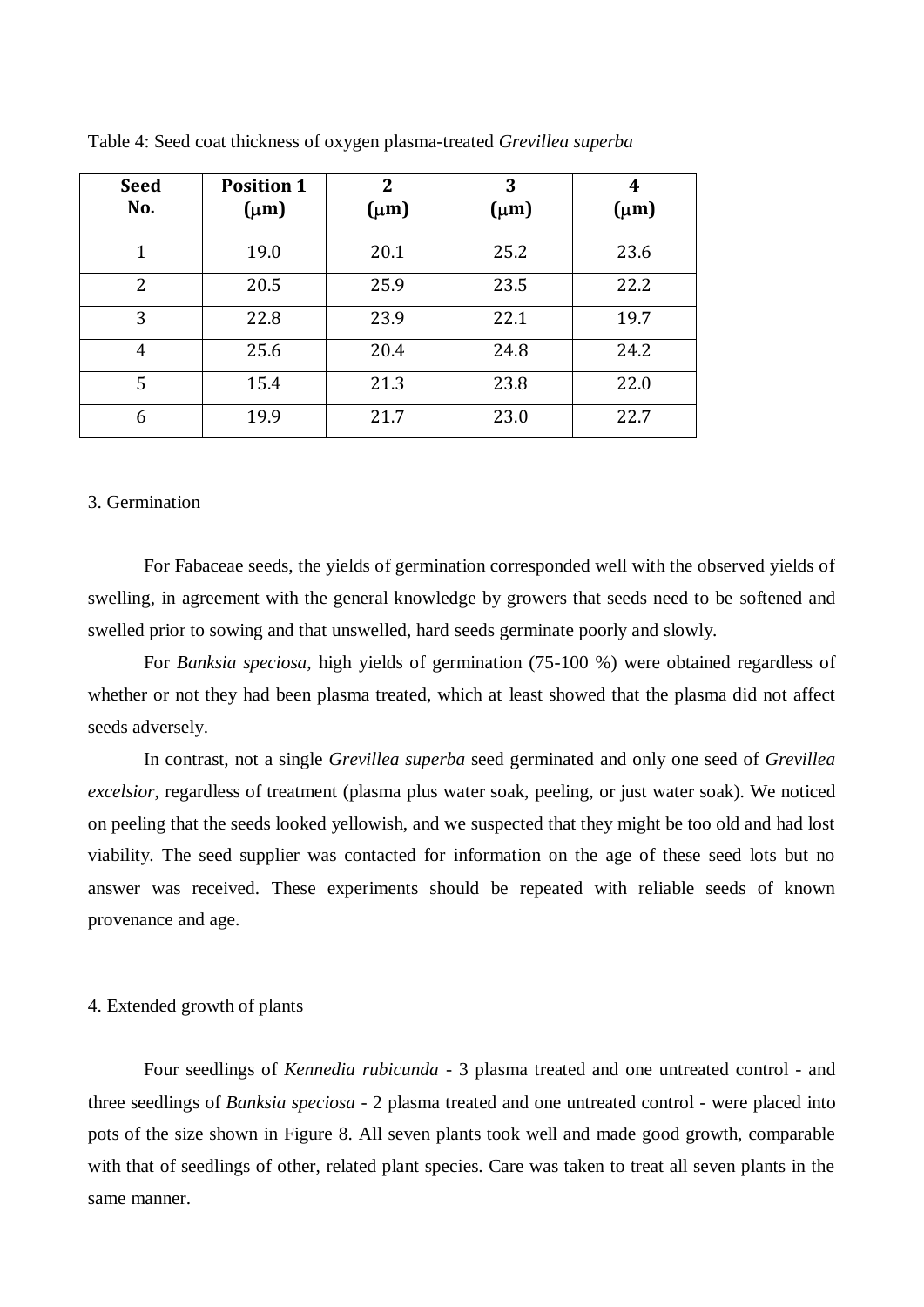Table 4: Seed coat thickness of oxygen plasma-treated *Grevillea superba*

| Seed No. | Position 1 (μm) | 2 (μm) | 3 (μm) | 4 (μm) |
|---|---|---|---|---|
| 1 | 19.0 | 20.1 | 25.2 | 23.6 |
| 2 | 20.5 | 25.9 | 23.5 | 22.2 |
| 3 | 22.8 | 23.9 | 22.1 | 19.7 |
| 4 | 25.6 | 20.4 | 24.8 | 24.2 |
| 5 | 15.4 | 21.3 | 23.8 | 22.0 |
| 6 | 19.9 | 21.7 | 23.0 | 22.7 |

3. Germination

For Fabaceae seeds, the yields of germination corresponded well with the observed yields of swelling, in agreement with the general knowledge by growers that seeds need to be softened and swelled prior to sowing and that unswelled, hard seeds germinate poorly and slowly.

For *Banksia speciosa*, high yields of germination (75-100 %) were obtained regardless of whether or not they had been plasma treated, which at least showed that the plasma did not affect seeds adversely.

In contrast, not a single *Grevillea superba* seed germinated and only one seed of *Grevillea excelsior*, regardless of treatment (plasma plus water soak, peeling, or just water soak). We noticed on peeling that the seeds looked yellowish, and we suspected that they might be too old and had lost viability. The seed supplier was contacted for information on the age of these seed lots but no answer was received. These experiments should be repeated with reliable seeds of known provenance and age.

4. Extended growth of plants

Four seedlings of *Kennedia rubicunda* - 3 plasma treated and one untreated control - and three seedlings of *Banksia speciosa* - 2 plasma treated and one untreated control - were placed into pots of the size shown in Figure 8. All seven plants took well and made good growth, comparable with that of seedlings of other, related plant species. Care was taken to treat all seven plants in the same manner.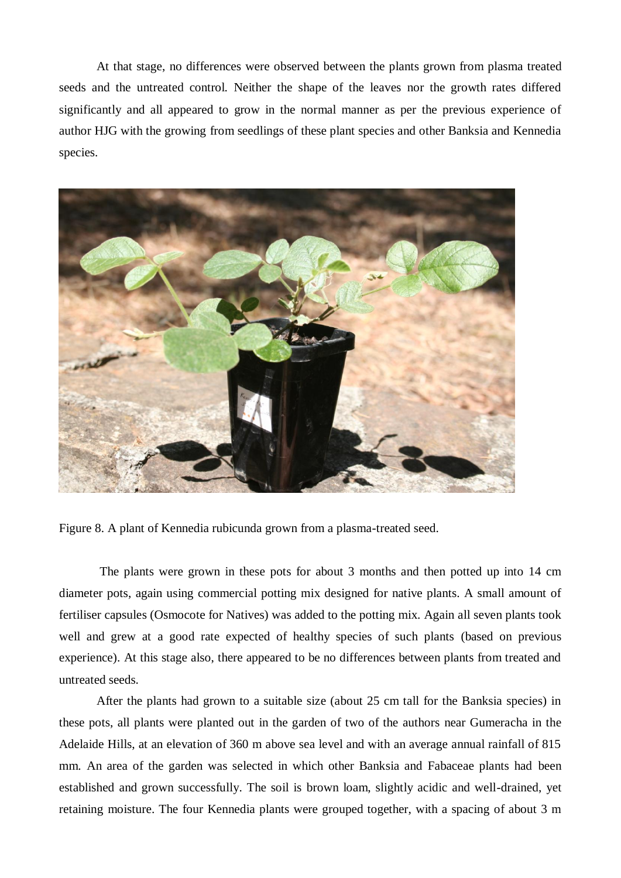At that stage, no differences were observed between the plants grown from plasma treated seeds and the untreated control. Neither the shape of the leaves nor the growth rates differed significantly and all appeared to grow in the normal manner as per the previous experience of author HJG with the growing from seedlings of these plant species and other Banksia and Kennedia species.

Figure 8. A plant of Kennedia rubicunda grown from a plasma-treated seed.

The plants were grown in these pots for about 3 months and then potted up into 14 cm diameter pots, again using commercial potting mix designed for native plants. A small amount of fertiliser capsules (Osmocote for Natives) was added to the potting mix. Again all seven plants took well and grew at a good rate expected of healthy species of such plants (based on previous experience). At this stage also, there appeared to be no differences between plants from treated and untreated seeds.

After the plants had grown to a suitable size (about 25 cm tall for the Banksia species) in these pots, all plants were planted out in the garden of two of the authors near Gumeracha in the Adelaide Hills, at an elevation of 360 m above sea level and with an average annual rainfall of 815 mm. An area of the garden was selected in which other Banksia and Fabaceae plants had been established and grown successfully. The soil is brown loam, slightly acidic and well-drained, yet retaining moisture. The four Kennedia plants were grouped together, with a spacing of about 3 m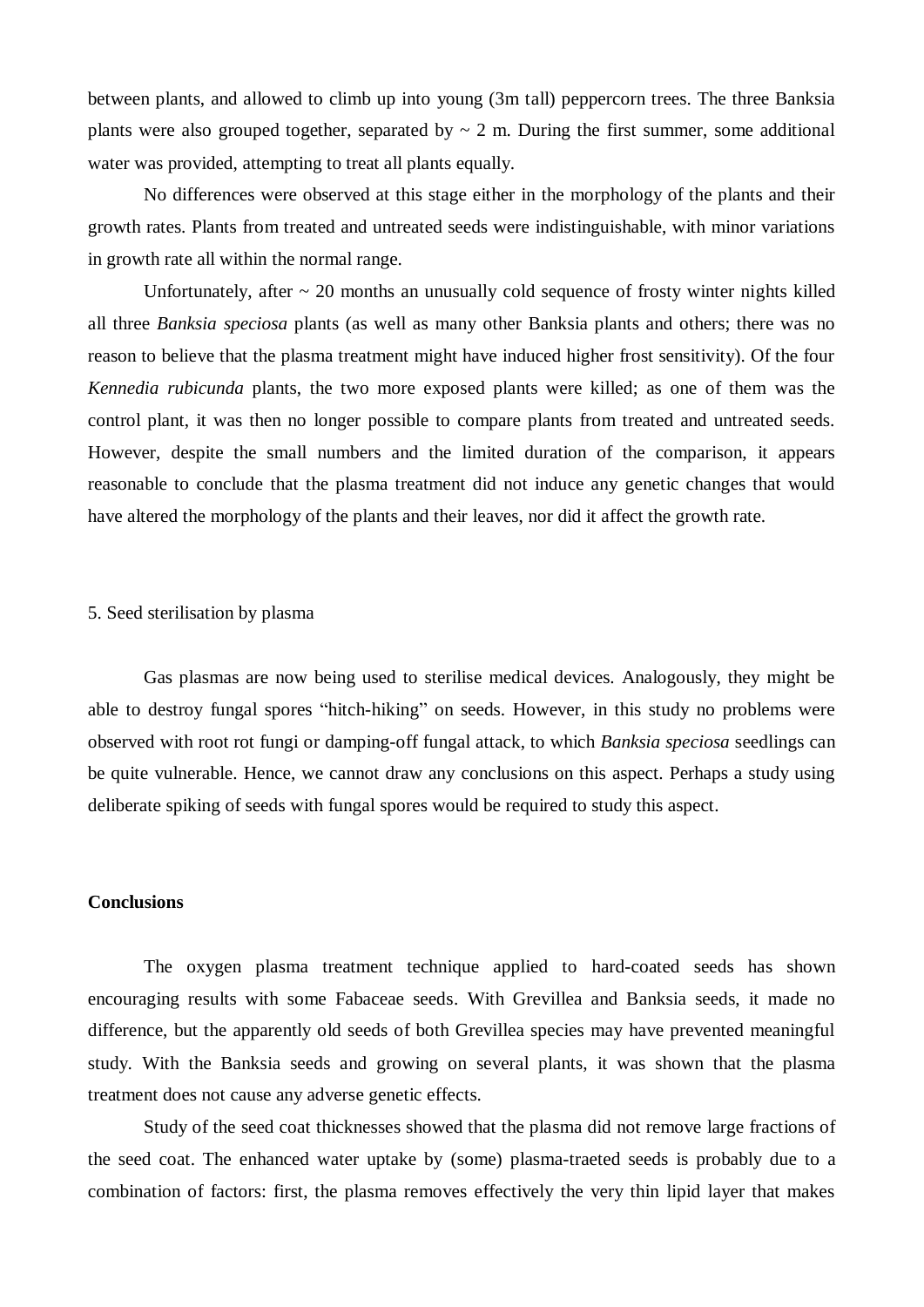between plants, and allowed to climb up into young (3m tall) peppercorn trees. The three Banksia plants were also grouped together, separated by ~ 2 m. During the first summer, some additional water was provided, attempting to treat all plants equally.

No differences were observed at this stage either in the morphology of the plants and their growth rates. Plants from treated and untreated seeds were indistinguishable, with minor variations in growth rate all within the normal range.

Unfortunately, after ~ 20 months an unusually cold sequence of frosty winter nights killed all three *Banksia speciosa* plants (as well as many other Banksia plants and others; there was no reason to believe that the plasma treatment might have induced higher frost sensitivity). Of the four *Kennedia rubicunda* plants, the two more exposed plants were killed; as one of them was the control plant, it was then no longer possible to compare plants from treated and untreated seeds. However, despite the small numbers and the limited duration of the comparison, it appears reasonable to conclude that the plasma treatment did not induce any genetic changes that would have altered the morphology of the plants and their leaves, nor did it affect the growth rate.

5. Seed sterilisation by plasma

Gas plasmas are now being used to sterilise medical devices. Analogously, they might be able to destroy fungal spores "hitch-hiking" on seeds. However, in this study no problems were observed with root rot fungi or damping-off fungal attack, to which *Banksia speciosa* seedlings can be quite vulnerable. Hence, we cannot draw any conclusions on this aspect. Perhaps a study using deliberate spiking of seeds with fungal spores would be required to study this aspect.

**Conclusions**

The oxygen plasma treatment technique applied to hard-coated seeds has shown encouraging results with some Fabaceae seeds. With Grevillea and Banksia seeds, it made no difference, but the apparently old seeds of both Grevillea species may have prevented meaningful study. With the Banksia seeds and growing on several plants, it was shown that the plasma treatment does not cause any adverse genetic effects.

Study of the seed coat thicknesses showed that the plasma did not remove large fractions of the seed coat. The enhanced water uptake by (some) plasma-traeted seeds is probably due to a combination of factors: first, the plasma removes effectively the very thin lipid layer that makes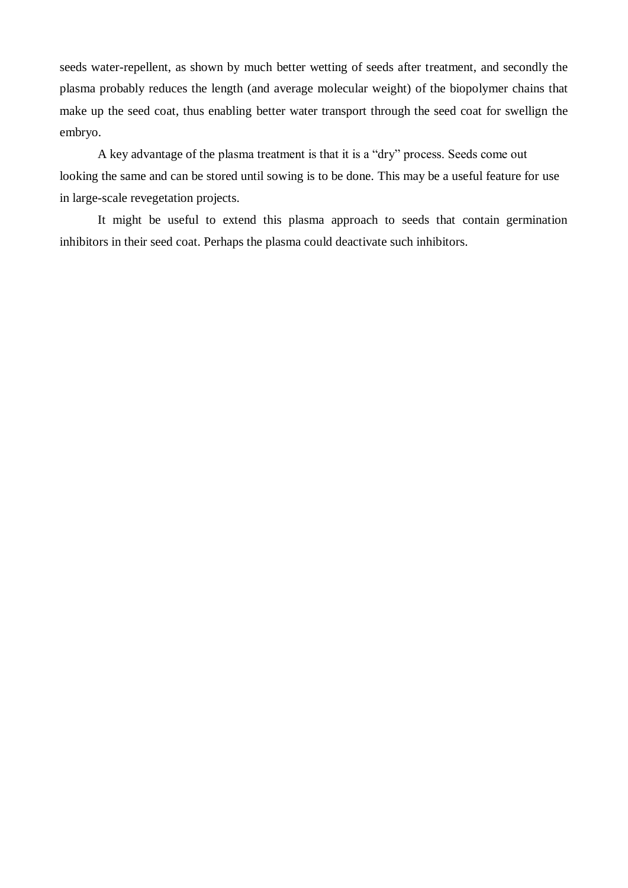seeds water-repellent, as shown by much better wetting of seeds after treatment, and secondly the plasma probably reduces the length (and average molecular weight) of the biopolymer chains that make up the seed coat, thus enabling better water transport through the seed coat for swellign the embryo.

A key advantage of the plasma treatment is that it is a "dry" process. Seeds come out looking the same and can be stored until sowing is to be done. This may be a useful feature for use in large-scale revegetation projects.

It might be useful to extend this plasma approach to seeds that contain germination inhibitors in their seed coat. Perhaps the plasma could deactivate such inhibitors.